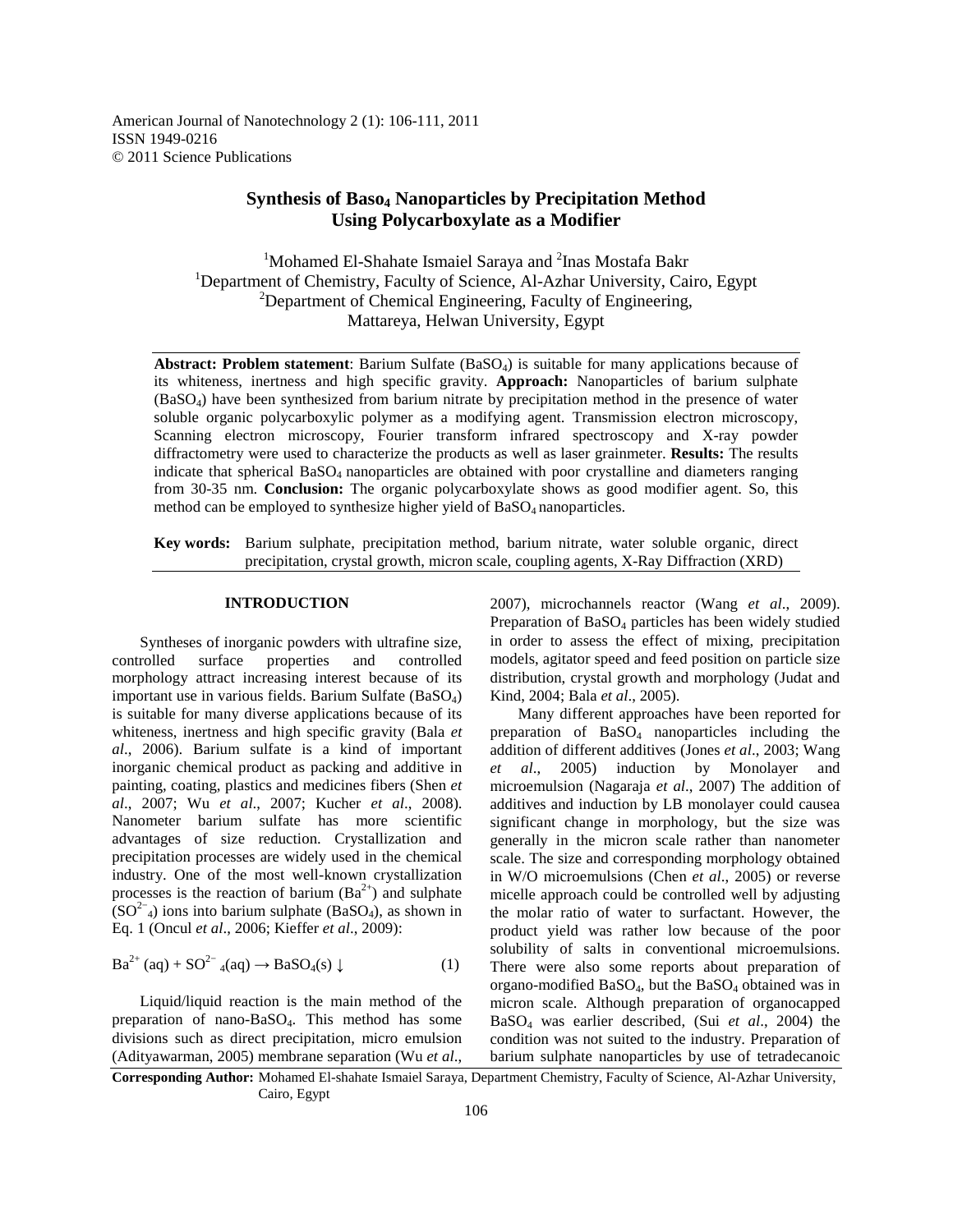# Synthesis of Baso$_4$ Nanoparticles by Precipitation Method Using Polycarboxylate as a Modifier

[1]Mohamed El-Shahate Ismaiel Saraya and [2]Inas Mostafa Bakr

[1]Department of Chemistry, Faculty of Science, Al-Azhar University, Cairo, Egypt
[2]Department of Chemical Engineering, Faculty of Engineering, Mattareya, Helwan University, Egypt

**Abstract: Problem statement**: Barium Sulfate ($BaSO_4$) is suitable for many applications because of its whiteness, inertness and high specific gravity. **Approach:** Nanoparticles of barium sulphate ($BaSO_4$) have been synthesized from barium nitrate by precipitation method in the presence of water soluble organic polycarboxylic polymer as a modifying agent. Transmission electron microscopy, Scanning electron microscopy, Fourier transform infrared spectroscopy and X-ray powder diffractometry were used to characterize the products as well as laser grainmeter. **Results:** The results indicate that spherical $BaSO_4$ nanoparticles are obtained with poor crystalline and diameters ranging from 30-35 nm. **Conclusion:** The organic polycarboxylate shows as good modifier agent. So, this method can be employed to synthesize higher yield of $BaSO_4$ nanoparticles.

**Key words:** Barium sulphate, precipitation method, barium nitrate, water soluble organic, direct precipitation, crystal growth, micron scale, coupling agents, X-Ray Diffraction (XRD)

## INTRODUCTION

Syntheses of inorganic powders with ultrafine size, controlled surface properties and controlled morphology attract increasing interest because of its important use in various fields. Barium Sulfate ($BaSO_4$) is suitable for many diverse applications because of its whiteness, inertness and high specific gravity (Bala *et al*., 2006). Barium sulfate is a kind of important inorganic chemical product as packing and additive in painting, coating, plastics and medicines fibers (Shen *et al*., 2007; Wu *et al*., 2007; Kucher *et al*., 2008). Nanometer barium sulfate has more scientific advantages of size reduction. Crystallization and precipitation processes are widely used in the chemical industry. One of the most well-known crystallization processes is the reaction of barium ($Ba^{2+}$) and sulphate ($SO^{2-}_4$) ions into barium sulphate ($BaSO_4$), as shown in Eq. 1 (Oncul *et al*., 2006; Kieffer *et al*., 2009):

$$Ba^{2+}(aq) + SO^{2-}_4(aq) \rightarrow BaSO_4(s)\downarrow \qquad (1)$$

Liquid/liquid reaction is the main method of the preparation of nano-$BaSO_4$. This method has some divisions such as direct precipitation, micro emulsion (Adityawarman, 2005) membrane separation (Wu *et al*., 2007), microchannels reactor (Wang *et al*., 2009). Preparation of $BaSO_4$ particles has been widely studied in order to assess the effect of mixing, precipitation models, agitator speed and feed position on particle size distribution, crystal growth and morphology (Judat and Kind, 2004; Bala *et al*., 2005).

Many different approaches have been reported for preparation of $BaSO_4$ nanoparticles including the addition of different additives (Jones *et al*., 2003; Wang *et al*., 2005) induction by Monolayer and microemulsion (Nagaraja *et al*., 2007) The addition of additives and induction by LB monolayer could causea significant change in morphology, but the size was generally in the micron scale rather than nanometer scale. The size and corresponding morphology obtained in W/O microemulsions (Chen *et al*., 2005) or reverse micelle approach could be controlled well by adjusting the molar ratio of water to surfactant. However, the product yield was rather low because of the poor solubility of salts in conventional microemulsions. There were also some reports about preparation of organo-modified $BaSO_4$, but the $BaSO_4$ obtained was in micron scale. Although preparation of organocapped $BaSO_4$ was earlier described, (Sui *et al*., 2004) the condition was not suited to the industry. Preparation of barium sulphate nanoparticles by use of tetradecanoic

**Corresponding Author:** Mohamed El-shahate Ismaiel Saraya, Department Chemistry, Faculty of Science, Al-Azhar University, Cairo, Egypt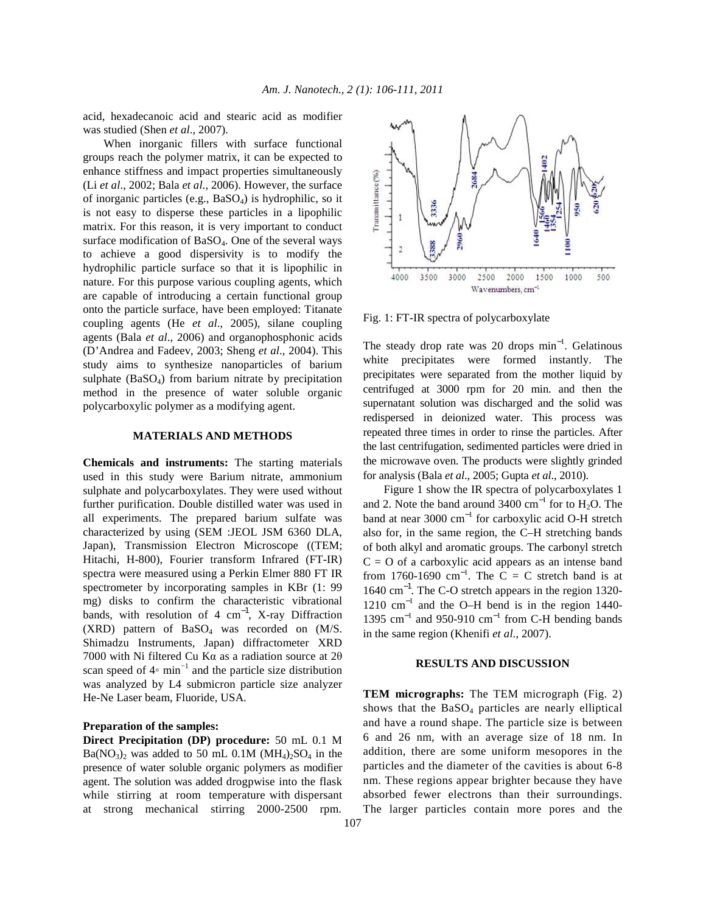acid, hexadecanoic acid and stearic acid as modifier was studied (Shen *et al*., 2007).

When inorganic fillers with surface functional groups reach the polymer matrix, it can be expected to enhance stiffness and impact properties simultaneously (Li *et al*., 2002; Bala *et al*., 2006). However, the surface of inorganic particles (e.g., $BaSO_4$) is hydrophilic, so it is not easy to disperse these particles in a lipophilic matrix. For this reason, it is very important to conduct surface modification of $BaSO_4$. One of the several ways to achieve a good dispersivity is to modify the hydrophilic particle surface so that it is lipophilic in nature. For this purpose various coupling agents, which are capable of introducing a certain functional group onto the particle surface, have been employed: Titanate coupling agents (He *et al*., 2005), silane coupling agents (Bala *et al*., 2006) and organophosphonic acids (D'Andrea and Fadeev, 2003; Sheng *et al*., 2004). This study aims to synthesize nanoparticles of barium sulphate ($BaSO_4$) from barium nitrate by precipitation method in the presence of water soluble organic polycarboxylic polymer as a modifying agent.

## MATERIALS AND METHODS

**Chemicals and instruments:** The starting materials used in this study were Barium nitrate, ammonium sulphate and polycarboxylates. They were used without further purification. Double distilled water was used in all experiments. The prepared barium sulfate was characterized by using (SEM :JEOL JSM 6360 DLA, Japan), Transmission Electron Microscope ((TEM; Hitachi, H-800), Fourier transform Infrared (FT-IR) spectra were measured using a Perkin Elmer 880 FT IR spectrometer by incorporating samples in KBr (1: 99 mg) disks to confirm the characteristic vibrational bands, with resolution of 4 $cm^{-1}$, X-ray Diffraction (XRD) pattern of $BaSO_4$ was recorded on (M/S. Shimadzu Instruments, Japan) diffractometer XRD 7000 with Ni filtered Cu Kα as a radiation source at 2θ scan speed of 4° $min^{-1}$ and the particle size distribution was analyzed by L4 submicron particle size analyzer He-Ne Laser beam, Fluoride, USA.

### Preparation of the samples:

**Direct Precipitation (DP) procedure:** 50 mL 0.1 M $Ba(NO_3)_2$ was added to 50 mL 0.1M $(MH_4)_2SO_4$ in the presence of water soluble organic polymers as modifier agent. The solution was added drogpwise into the flask while stirring at room temperature with dispersant at strong mechanical stirring 2000-2500 rpm. The steady drop rate was 20 drops $min^{-1}$. Gelatinous white precipitates were formed instantly. The precipitates were separated from the mother liquid by centrifuged at 3000 rpm for 20 min. and then the supernatant solution was discharged and the solid was redispersed in deionized water. This process was repeated three times in order to rinse the particles. After the last centrifugation, sedimented particles were dried in the microwave oven. The products were slightly grinded for analysis (Bala *et al*., 2005; Gupta *et al*., 2010).

Fig. 1: FT-IR spectra of polycarboxylate

Figure 1 show the IR spectra of polycarboxylates 1 and 2. Note the band around 3400 $cm^{-1}$ for to $H_2O$. The band at near 3000 $cm^{-1}$ for carboxylic acid O-H stretch also for, in the same region, the C–H stretching bands of both alkyl and aromatic groups. The carbonyl stretch C = O of a carboxylic acid appears as an intense band from 1760-1690 $cm^{-1}$. The C = C stretch band is at 1640 $cm^{-1}$. The C-O stretch appears in the region 1320-1210 $cm^{-1}$ and the O–H bend is in the region 1440-1395 $cm^{-1}$ and 950-910 $cm^{-1}$ from C-H bending bands in the same region (Khenifi *et al*., 2007).

## RESULTS AND DISCUSSION

**TEM micrographs:** The TEM micrograph (Fig. 2) shows that the $BaSO_4$ particles are nearly elliptical and have a round shape. The particle size is between 6 and 26 nm, with an average size of 18 nm. In addition, there are some uniform mesopores in the particles and the diameter of the cavities is about 6-8 nm. These regions appear brighter because they have absorbed fewer electrons than their surroundings. The larger particles contain more pores and the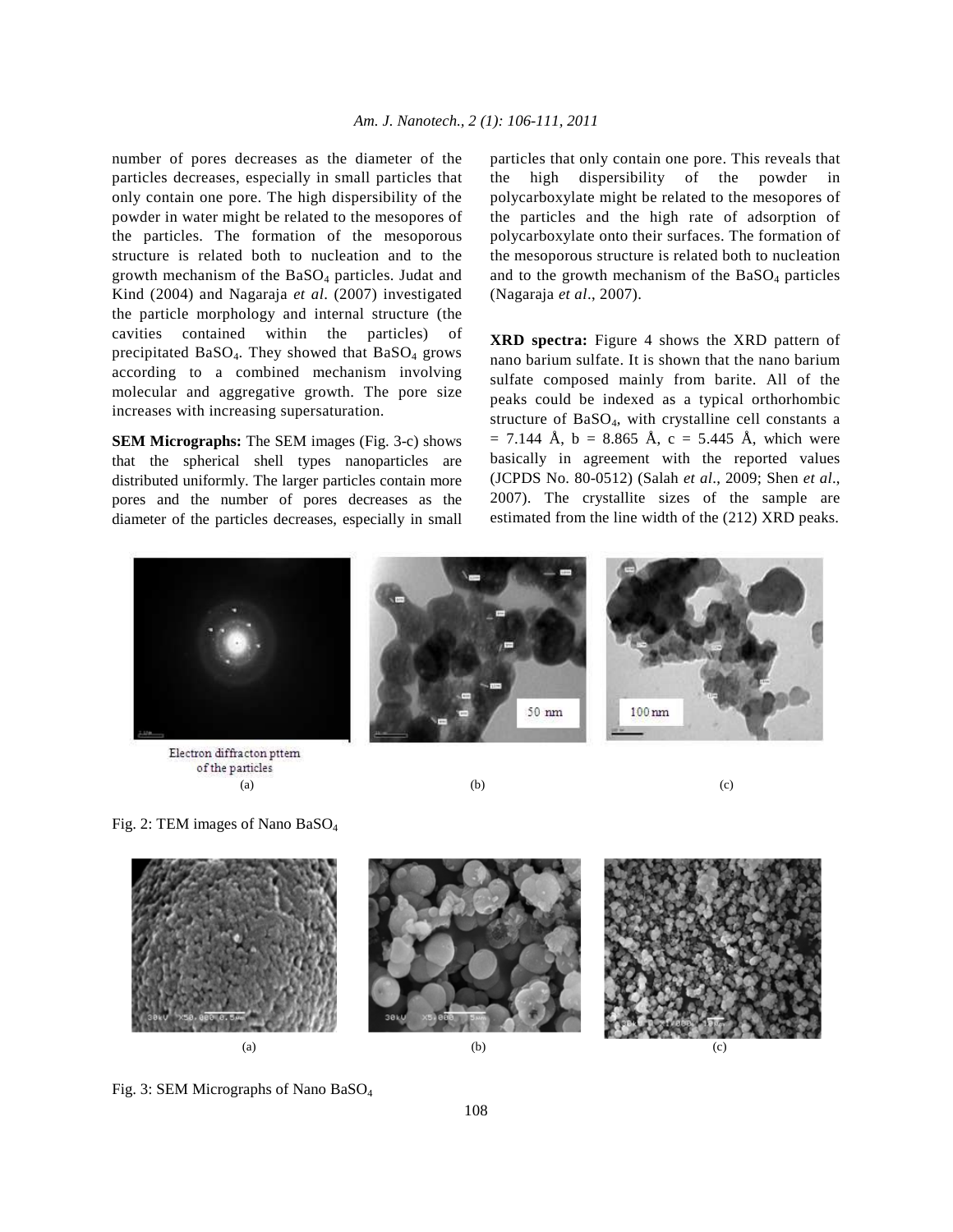number of pores decreases as the diameter of the particles decreases, especially in small particles that only contain one pore. The high dispersibility of the powder in water might be related to the mesopores of the particles. The formation of the mesoporous structure is related both to nucleation and to the growth mechanism of the $BaSO_4$ particles. Judat and Kind (2004) and Nagaraja *et al*. (2007) investigated the particle morphology and internal structure (the cavities contained within the particles) of precipitated $BaSO_4$. They showed that $BaSO_4$ grows according to a combined mechanism involving molecular and aggregative growth. The pore size increases with increasing supersaturation.

**SEM Micrographs:** The SEM images (Fig. 3-c) shows that the spherical shell types nanoparticles are distributed uniformly. The larger particles contain more pores and the number of pores decreases as the diameter of the particles decreases, especially in small particles that only contain one pore. This reveals that the high dispersibility of the powder in polycarboxylate might be related to the mesopores of the particles and the high rate of adsorption of polycarboxylate onto their surfaces. The formation of the mesoporous structure is related both to nucleation and to the growth mechanism of the $BaSO_4$ particles (Nagaraja *et al*., 2007).

**XRD spectra:** Figure 4 shows the XRD pattern of nano barium sulfate. It is shown that the nano barium sulfate composed mainly from barite. All of the peaks could be indexed as a typical orthorhombic structure of $BaSO_4$, with crystalline cell constants a = 7.144 Å, b = 8.865 Å, c = 5.445 Å, which were basically in agreement with the reported values (JCPDS No. 80-0512) (Salah *et al*., 2009; Shen *et al*., 2007). The crystallite sizes of the sample are estimated from the line width of the (212) XRD peaks.

Electron diffracton pttern of the particles

(a) (b) (c)

Fig. 2: TEM images of Nano $BaSO_4$

(a) (b) (c)

Fig. 3: SEM Micrographs of Nano $BaSO_4$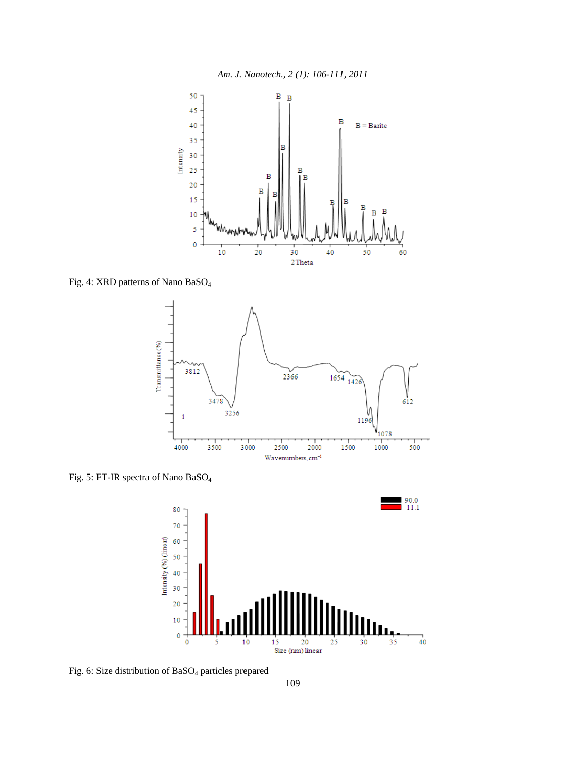Fig. 4: XRD patterns of Nano $BaSO_4$

Fig. 5: FT-IR spectra of Nano $BaSO_4$

Fig. 6: Size distribution of $BaSO_4$ particles prepared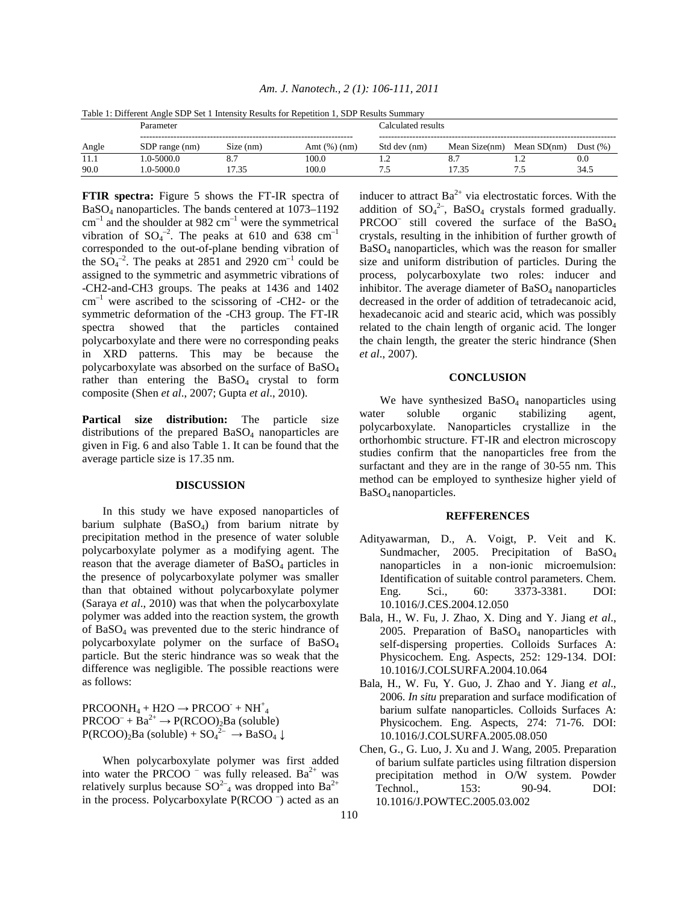Table 1: Different Angle SDP Set 1 Intensity Results for Repetition 1, SDP Results Summary

| | Parameter | | | Calculated results | | | |
|---|---|---|---|---|---|---|---|
| Angle | SDP range (nm) | Size (nm) | Amt (%) (nm) | Std dev (nm) | Mean Size(nm) | Mean SD(nm) | Dust (%) |
| 11.1 | 1.0-5000.0 | 8.7 | 100.0 | 1.2 | 8.7 | 1.2 | 0.0 |
| 90.0 | 1.0-5000.0 | 17.35 | 100.0 | 7.5 | 17.35 | 7.5 | 34.5 |

**FTIR spectra:** Figure 5 shows the FT-IR spectra of $BaSO_4$ nanoparticles. The bands centered at 1073–1192 $cm^{-1}$ and the shoulder at 982 $cm^{-1}$ were the symmetrical vibration of $SO_4^{-2}$. The peaks at 610 and 638 $cm^{-1}$ corresponded to the out-of-plane bending vibration of the $SO_4^{-2}$. The peaks at 2851 and 2920 $cm^{-1}$ could be assigned to the symmetric and asymmetric vibrations of -CH2-and-CH3 groups. The peaks at 1436 and 1402 $cm^{-1}$ were ascribed to the scissoring of -CH2- or the symmetric deformation of the -CH3 group. The FT-IR spectra showed that the particles contained polycarboxylate and there were no corresponding peaks in XRD patterns. This may be because the polycarboxylate was absorbed on the surface of $BaSO_4$ rather than entering the $BaSO_4$ crystal to form composite (Shen *et al*., 2007; Gupta *et al*., 2010).

**Partical size distribution:** The particle size distributions of the prepared $BaSO_4$ nanoparticles are given in Fig. 6 and also Table 1. It can be found that the average particle size is 17.35 nm.

## DISCUSSION

In this study we have exposed nanoparticles of barium sulphate ($BaSO_4$) from barium nitrate by precipitation method in the presence of water soluble polycarboxylate polymer as a modifying agent. The reason that the average diameter of $BaSO_4$ particles in the presence of polycarboxylate polymer was smaller than that obtained without polycarboxylate polymer (Saraya *et al*., 2010) was that when the polycarboxylate polymer was added into the reaction system, the growth of $BaSO_4$ was prevented due to the steric hindrance of polycarboxylate polymer on the surface of $BaSO_4$ particle. But the steric hindrance was so weak that the difference was negligible. The possible reactions were as follows:

$PRCOONH_4 + H2O \rightarrow PRCOO^- + NH_4^+$
$PRCOO^- + Ba^{2+} \rightarrow P(RCOO)_2Ba$ (soluble)
$P(RCOO)_2Ba$ (soluble) $+ SO_4^{2-} \rightarrow BaSO_4 \downarrow$

When polycarboxylate polymer was first added into water the $PRCOO^-$ was fully released. $Ba^{2+}$ was relatively surplus because $SO^{2-}_4$ was dropped into $Ba^{2+}$ in the process. Polycarboxylate $P(RCOO^-)$ acted as an inducer to attract $Ba^{2+}$ via electrostatic forces. With the addition of $SO_4^{2-}$, $BaSO_4$ crystals formed gradually. $PRCOO^-$ still covered the surface of the $BaSO_4$ crystals, resulting in the inhibition of further growth of $BaSO_4$ nanoparticles, which was the reason for smaller size and uniform distribution of particles. During the process, polycarboxylate two roles: inducer and inhibitor. The average diameter of $BaSO_4$ nanoparticles decreased in the order of addition of tetradecanoic acid, hexadecanoic acid and stearic acid, which was possibly related to the chain length of organic acid. The longer the chain length, the greater the steric hindrance (Shen *et al*., 2007).

## CONCLUSION

We have synthesized $BaSO_4$ nanoparticles using water soluble organic stabilizing agent, polycarboxylate. Nanoparticles crystallize in the orthorhombic structure. FT-IR and electron microscopy studies confirm that the nanoparticles free from the surfactant and they are in the range of 30-55 nm. This method can be employed to synthesize higher yield of $BaSO_4$ nanoparticles.

## REFFERENCES

Adityawarman, D., A. Voigt, P. Veit and K. Sundmacher, 2005. Precipitation of $BaSO_4$ nanoparticles in a non-ionic microemulsion: Identification of suitable control parameters. Chem. Eng. Sci., 60: 3373-3381. DOI: 10.1016/J.CES.2004.12.050

Bala, H., W. Fu, J. Zhao, X. Ding and Y. Jiang *et al*., 2005. Preparation of $BaSO_4$ nanoparticles with self-dispersing properties. Colloids Surfaces A: Physicochem. Eng. Aspects, 252: 129-134. DOI: 10.1016/J.COLSURFA.2004.10.064

Bala, H., W. Fu, Y. Guo, J. Zhao and Y. Jiang *et al*., 2006. *In situ* preparation and surface modification of barium sulfate nanoparticles. Colloids Surfaces A: Physicochem. Eng. Aspects, 274: 71-76. DOI: 10.1016/J.COLSURFA.2005.08.050

Chen, G., G. Luo, J. Xu and J. Wang, 2005. Preparation of barium sulfate particles using filtration dispersion precipitation method in O/W system. Powder Technol., 153: 90-94. DOI: 10.1016/J.POWTEC.2005.03.002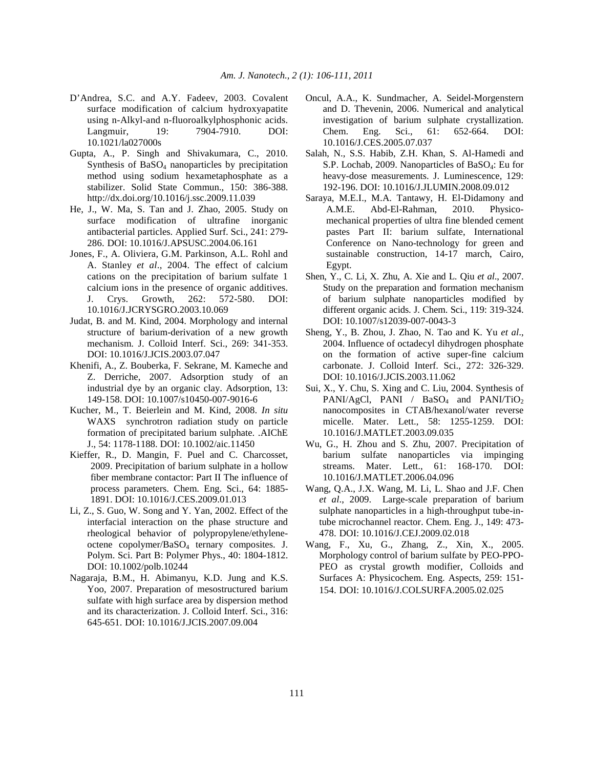D'Andrea, S.C. and A.Y. Fadeev, 2003. Covalent surface modification of calcium hydroxyapatite using n-Alkyl-and n-fluoroalkylphosphonic acids. Langmuir, 19: 7904-7910. DOI: 10.1021/la027000s

Gupta, A., P. Singh and Shivakumara, C., 2010. Synthesis of $BaSO_4$ nanoparticles by precipitation method using sodium hexametaphosphate as a stabilizer. Solid State Commun., 150: 386-388. http://dx.doi.org/10.1016/j.ssc.2009.11.039

He, J., W. Ma, S. Tan and J. Zhao, 2005. Study on surface modification of ultrafine inorganic antibacterial particles. Applied Surf. Sci., 241: 279-286. DOI: 10.1016/J.APSUSC.2004.06.161

Jones, F., A. Oliviera, G.M. Parkinson, A.L. Rohl and A. Stanley *et al*., 2004. The effect of calcium cations on the precipitation of barium sulfate 1 calcium ions in the presence of organic additives. J. Crys. Growth, 262: 572-580. DOI: 10.1016/J.JCRYSGRO.2003.10.069

Judat, B. and M. Kind, 2004. Morphology and internal structure of barium-derivation of a new growth mechanism. J. Colloid Interf. Sci., 269: 341-353. DOI: 10.1016/J.JCIS.2003.07.047

Khenifi, A., Z. Bouberka, F. Sekrane, M. Kameche and Z. Derriche, 2007. Adsorption study of an industrial dye by an organic clay. Adsorption, 13: 149-158. DOI: 10.1007/s10450-007-9016-6

Kucher, M., T. Beierlein and M. Kind, 2008. *In situ* WAXS synchrotron radiation study on particle formation of precipitated barium sulphate. .AIChE J., 54: 1178-1188. DOI: 10.1002/aic.11450

Kieffer, R., D. Mangin, F. Puel and C. Charcosset, 2009. Precipitation of barium sulphate in a hollow fiber membrane contactor: Part II The influence of process parameters. Chem. Eng. Sci., 64: 1885-1891. DOI: 10.1016/J.CES.2009.01.013

Li, Z., S. Guo, W. Song and Y. Yan, 2002. Effect of the interfacial interaction on the phase structure and rheological behavior of polypropylene/ethylene-octene copolymer/$BaSO_4$ ternary composites. J. Polym. Sci. Part B: Polymer Phys., 40: 1804-1812. DOI: 10.1002/polb.10244

Nagaraja, B.M., H. Abimanyu, K.D. Jung and K.S. Yoo, 2007. Preparation of mesostructured barium sulfate with high surface area by dispersion method and its characterization. J. Colloid Interf. Sci., 316: 645-651. DOI: 10.1016/J.JCIS.2007.09.004

Oncul, A.A., K. Sundmacher, A. Seidel-Morgenstern and D. Thevenin, 2006. Numerical and analytical investigation of barium sulphate crystallization. Chem. Eng. Sci., 61: 652-664. DOI: 10.1016/J.CES.2005.07.037

Salah, N., S.S. Habib, Z.H. Khan, S. Al-Hamedi and S.P. Lochab, 2009. Nanoparticles of $BaSO_4$: Eu for heavy-dose measurements. J. Luminescence, 129: 192-196. DOI: 10.1016/J.JLUMIN.2008.09.012

Saraya, M.E.I., M.A. Tantawy, H. El-Didamony and A.M.E. Abd-El-Rahman, 2010. Physico-mechanical properties of ultra fine blended cement pastes Part II: barium sulfate, International Conference on Nano-technology for green and sustainable construction, 14-17 march, Cairo, Egypt.

Shen, Y., C. Li, X. Zhu, A. Xie and L. Qiu *et al*., 2007. Study on the preparation and formation mechanism of barium sulphate nanoparticles modified by different organic acids. J. Chem. Sci., 119: 319-324. DOI: 10.1007/s12039-007-0043-3

Sheng, Y., B. Zhou, J. Zhao, N. Tao and K. Yu *et al*., 2004. Influence of octadecyl dihydrogen phosphate on the formation of active super-fine calcium carbonate. J. Colloid Interf. Sci., 272: 326-329. DOI: 10.1016/J.JCIS.2003.11.062

Sui, X., Y. Chu, S. Xing and C. Liu, 2004. Synthesis of PANI/AgCl, PANI / $BaSO_4$ and PANI/$TiO_2$ nanocomposites in CTAB/hexanol/water reverse micelle. Mater. Lett., 58: 1255-1259. DOI: 10.1016/J.MATLET.2003.09.035

Wu, G., H. Zhou and S. Zhu, 2007. Precipitation of barium sulfate nanoparticles via impinging streams. Mater. Lett., 61: 168-170. DOI: 10.1016/J.MATLET.2006.04.096

Wang, Q.A., J.X. Wang, M. Li, L. Shao and J.F. Chen *et al*., 2009. Large-scale preparation of barium sulphate nanoparticles in a high-throughput tube-in-tube microchannel reactor. Chem. Eng. J., 149: 473-478. DOI: 10.1016/J.CEJ.2009.02.018

Wang, F., Xu, G., Zhang, Z., Xin, X., 2005. Morphology control of barium sulfate by PEO-PPO-PEO as crystal growth modifier, Colloids and Surfaces A: Physicochem. Eng. Aspects, 259: 151-154. DOI: 10.1016/J.COLSURFA.2005.02.025